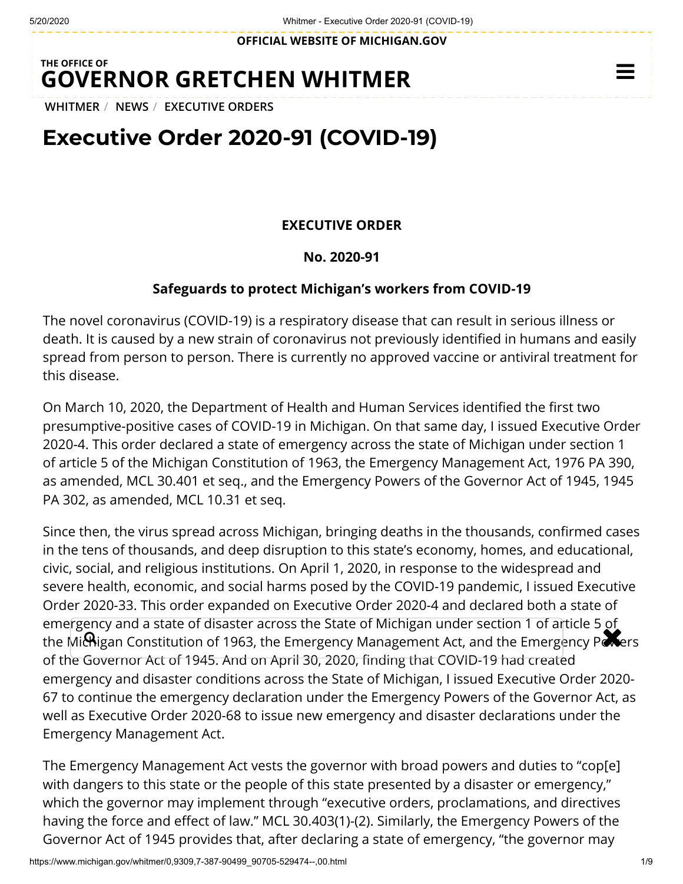OFFICIAL WEBSITE OF MICHIGAN.GOV

THE OFFICE OF
**GOVERNOR GRETCHEN WHITMER**

WHITMER / NEWS / EXECUTIVE ORDERS

# Executive Order 2020-91 (COVID-19)

**EXECUTIVE ORDER**

**No. 2020-91**

**Safeguards to protect Michigan's workers from COVID-19**

The novel coronavirus (COVID-19) is a respiratory disease that can result in serious illness or death. It is caused by a new strain of coronavirus not previously identified in humans and easily spread from person to person. There is currently no approved vaccine or antiviral treatment for this disease.

On March 10, 2020, the Department of Health and Human Services identified the first two presumptive-positive cases of COVID-19 in Michigan. On that same day, I issued Executive Order 2020-4. This order declared a state of emergency across the state of Michigan under section 1 of article 5 of the Michigan Constitution of 1963, the Emergency Management Act, 1976 PA 390, as amended, MCL 30.401 et seq., and the Emergency Powers of the Governor Act of 1945, 1945 PA 302, as amended, MCL 10.31 et seq.

Since then, the virus spread across Michigan, bringing deaths in the thousands, confirmed cases in the tens of thousands, and deep disruption to this state's economy, homes, and educational, civic, social, and religious institutions. On April 1, 2020, in response to the widespread and severe health, economic, and social harms posed by the COVID-19 pandemic, I issued Executive Order 2020-33. This order expanded on Executive Order 2020-4 and declared both a state of emergency and a state of disaster across the State of Michigan under section 1 of article 5 of the Michigan Constitution of 1963, the Emergency Management Act, and the Emergency Powers of the Governor Act of 1945. And on April 30, 2020, finding that COVID-19 had created emergency and disaster conditions across the State of Michigan, I issued Executive Order 2020-67 to continue the emergency declaration under the Emergency Powers of the Governor Act, as well as Executive Order 2020-68 to issue new emergency and disaster declarations under the Emergency Management Act.

The Emergency Management Act vests the governor with broad powers and duties to "cop[e] with dangers to this state or the people of this state presented by a disaster or emergency," which the governor may implement through "executive orders, proclamations, and directives having the force and effect of law." MCL 30.403(1)-(2). Similarly, the Emergency Powers of the Governor Act of 1945 provides that, after declaring a state of emergency, "the governor may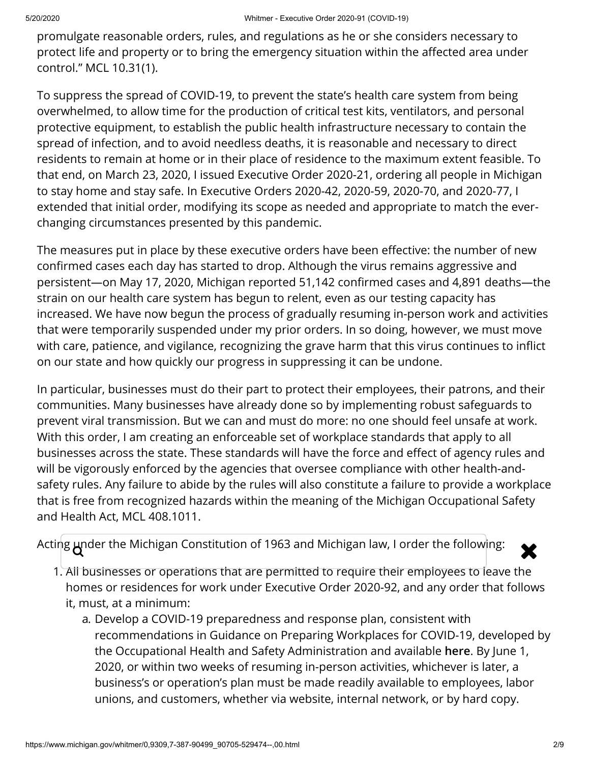promulgate reasonable orders, rules, and regulations as he or she considers necessary to protect life and property or to bring the emergency situation within the affected area under control." MCL 10.31(1).

To suppress the spread of COVID-19, to prevent the state's health care system from being overwhelmed, to allow time for the production of critical test kits, ventilators, and personal protective equipment, to establish the public health infrastructure necessary to contain the spread of infection, and to avoid needless deaths, it is reasonable and necessary to direct residents to remain at home or in their place of residence to the maximum extent feasible. To that end, on March 23, 2020, I issued Executive Order 2020-21, ordering all people in Michigan to stay home and stay safe. In Executive Orders 2020-42, 2020-59, 2020-70, and 2020-77, I extended that initial order, modifying its scope as needed and appropriate to match the ever-changing circumstances presented by this pandemic.

The measures put in place by these executive orders have been effective: the number of new confirmed cases each day has started to drop. Although the virus remains aggressive and persistent—on May 17, 2020, Michigan reported 51,142 confirmed cases and 4,891 deaths—the strain on our health care system has begun to relent, even as our testing capacity has increased. We have now begun the process of gradually resuming in-person work and activities that were temporarily suspended under my prior orders. In so doing, however, we must move with care, patience, and vigilance, recognizing the grave harm that this virus continues to inflict on our state and how quickly our progress in suppressing it can be undone.

In particular, businesses must do their part to protect their employees, their patrons, and their communities. Many businesses have already done so by implementing robust safeguards to prevent viral transmission. But we can and must do more: no one should feel unsafe at work. With this order, I am creating an enforceable set of workplace standards that apply to all businesses across the state. These standards will have the force and effect of agency rules and will be vigorously enforced by the agencies that oversee compliance with other health-and-safety rules. Any failure to abide by the rules will also constitute a failure to provide a workplace that is free from recognized hazards within the meaning of the Michigan Occupational Safety and Health Act, MCL 408.1011.

Acting under the Michigan Constitution of 1963 and Michigan law, I order the following:

1. All businesses or operations that are permitted to require their employees to leave the homes or residences for work under Executive Order 2020-92, and any order that follows it, must, at a minimum:
   a. Develop a COVID-19 preparedness and response plan, consistent with recommendations in Guidance on Preparing Workplaces for COVID-19, developed by the Occupational Health and Safety Administration and available **here**. By June 1, 2020, or within two weeks of resuming in-person activities, whichever is later, a business's or operation's plan must be made readily available to employees, labor unions, and customers, whether via website, internal network, or by hard copy.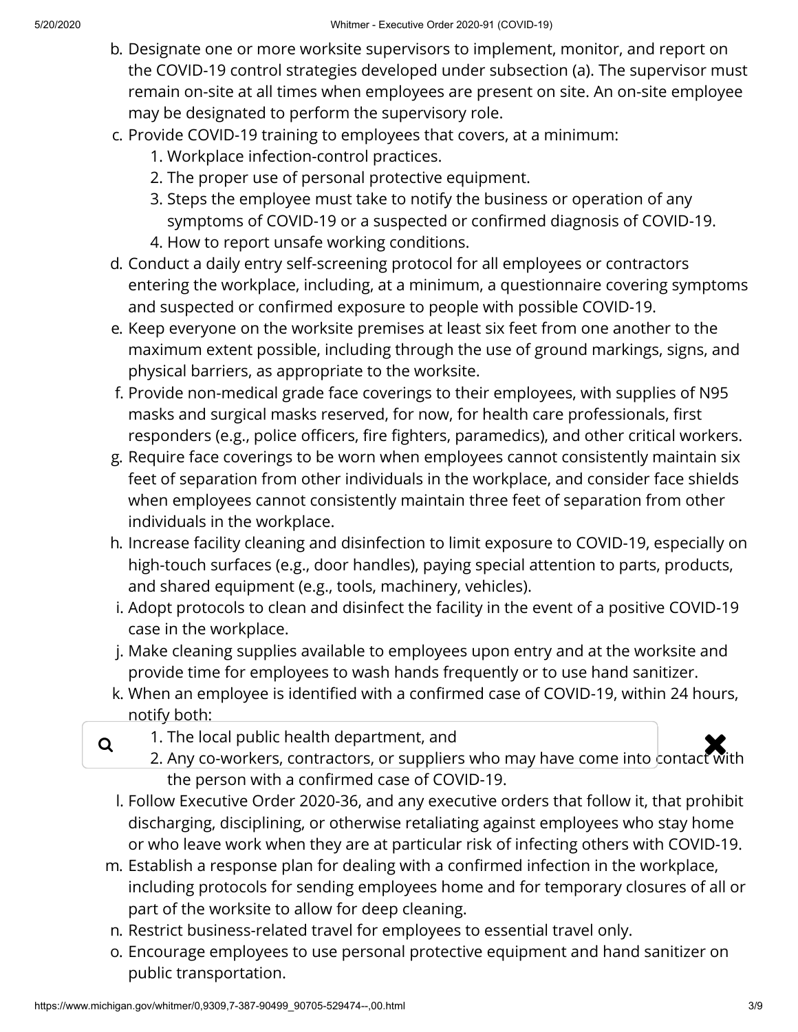b. Designate one or more worksite supervisors to implement, monitor, and report on the COVID-19 control strategies developed under subsection (a). The supervisor must remain on-site at all times when employees are present on site. An on-site employee may be designated to perform the supervisory role.

c. Provide COVID-19 training to employees that covers, at a minimum:
   1. Workplace infection-control practices.
   2. The proper use of personal protective equipment.
   3. Steps the employee must take to notify the business or operation of any symptoms of COVID-19 or a suspected or confirmed diagnosis of COVID-19.
   4. How to report unsafe working conditions.

d. Conduct a daily entry self-screening protocol for all employees or contractors entering the workplace, including, at a minimum, a questionnaire covering symptoms and suspected or confirmed exposure to people with possible COVID-19.

e. Keep everyone on the worksite premises at least six feet from one another to the maximum extent possible, including through the use of ground markings, signs, and physical barriers, as appropriate to the worksite.

f. Provide non-medical grade face coverings to their employees, with supplies of N95 masks and surgical masks reserved, for now, for health care professionals, first responders (e.g., police officers, fire fighters, paramedics), and other critical workers.

g. Require face coverings to be worn when employees cannot consistently maintain six feet of separation from other individuals in the workplace, and consider face shields when employees cannot consistently maintain three feet of separation from other individuals in the workplace.

h. Increase facility cleaning and disinfection to limit exposure to COVID-19, especially on high-touch surfaces (e.g., door handles), paying special attention to parts, products, and shared equipment (e.g., tools, machinery, vehicles).

i. Adopt protocols to clean and disinfect the facility in the event of a positive COVID-19 case in the workplace.

j. Make cleaning supplies available to employees upon entry and at the worksite and provide time for employees to wash hands frequently or to use hand sanitizer.

k. When an employee is identified with a confirmed case of COVID-19, within 24 hours, notify both:
   1. The local public health department, and
   2. Any co-workers, contractors, or suppliers who may have come into contact with the person with a confirmed case of COVID-19.

l. Follow Executive Order 2020-36, and any executive orders that follow it, that prohibit discharging, disciplining, or otherwise retaliating against employees who stay home or who leave work when they are at particular risk of infecting others with COVID-19.

m. Establish a response plan for dealing with a confirmed infection in the workplace, including protocols for sending employees home and for temporary closures of all or part of the worksite to allow for deep cleaning.

n. Restrict business-related travel for employees to essential travel only.

o. Encourage employees to use personal protective equipment and hand sanitizer on public transportation.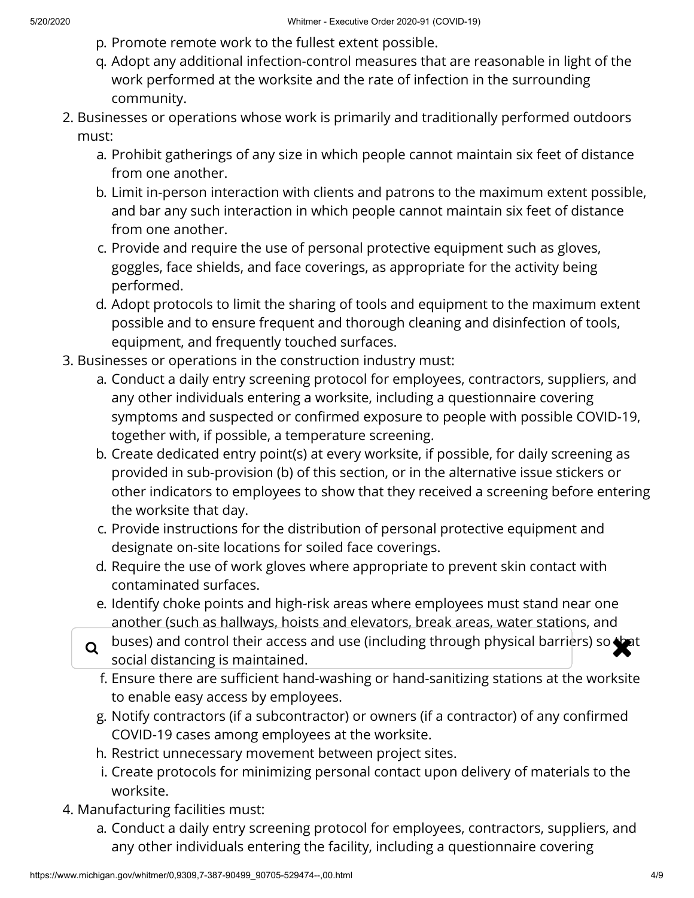p. Promote remote work to the fullest extent possible.
q. Adopt any additional infection-control measures that are reasonable in light of the work performed at the worksite and the rate of infection in the surrounding community.

2. Businesses or operations whose work is primarily and traditionally performed outdoors must:
   a. Prohibit gatherings of any size in which people cannot maintain six feet of distance from one another.
   b. Limit in-person interaction with clients and patrons to the maximum extent possible, and bar any such interaction in which people cannot maintain six feet of distance from one another.
   c. Provide and require the use of personal protective equipment such as gloves, goggles, face shields, and face coverings, as appropriate for the activity being performed.
   d. Adopt protocols to limit the sharing of tools and equipment to the maximum extent possible and to ensure frequent and thorough cleaning and disinfection of tools, equipment, and frequently touched surfaces.
3. Businesses or operations in the construction industry must:
   a. Conduct a daily entry screening protocol for employees, contractors, suppliers, and any other individuals entering a worksite, including a questionnaire covering symptoms and suspected or confirmed exposure to people with possible COVID-19, together with, if possible, a temperature screening.
   b. Create dedicated entry point(s) at every worksite, if possible, for daily screening as provided in sub-provision (b) of this section, or in the alternative issue stickers or other indicators to employees to show that they received a screening before entering the worksite that day.
   c. Provide instructions for the distribution of personal protective equipment and designate on-site locations for soiled face coverings.
   d. Require the use of work gloves where appropriate to prevent skin contact with contaminated surfaces.
   e. Identify choke points and high-risk areas where employees must stand near one another (such as hallways, hoists and elevators, break areas, water stations, and buses) and control their access and use (including through physical barriers) so that social distancing is maintained.
   f. Ensure there are sufficient hand-washing or hand-sanitizing stations at the worksite to enable easy access by employees.
   g. Notify contractors (if a subcontractor) or owners (if a contractor) of any confirmed COVID-19 cases among employees at the worksite.
   h. Restrict unnecessary movement between project sites.
   i. Create protocols for minimizing personal contact upon delivery of materials to the worksite.
4. Manufacturing facilities must:
   a. Conduct a daily entry screening protocol for employees, contractors, suppliers, and any other individuals entering the facility, including a questionnaire covering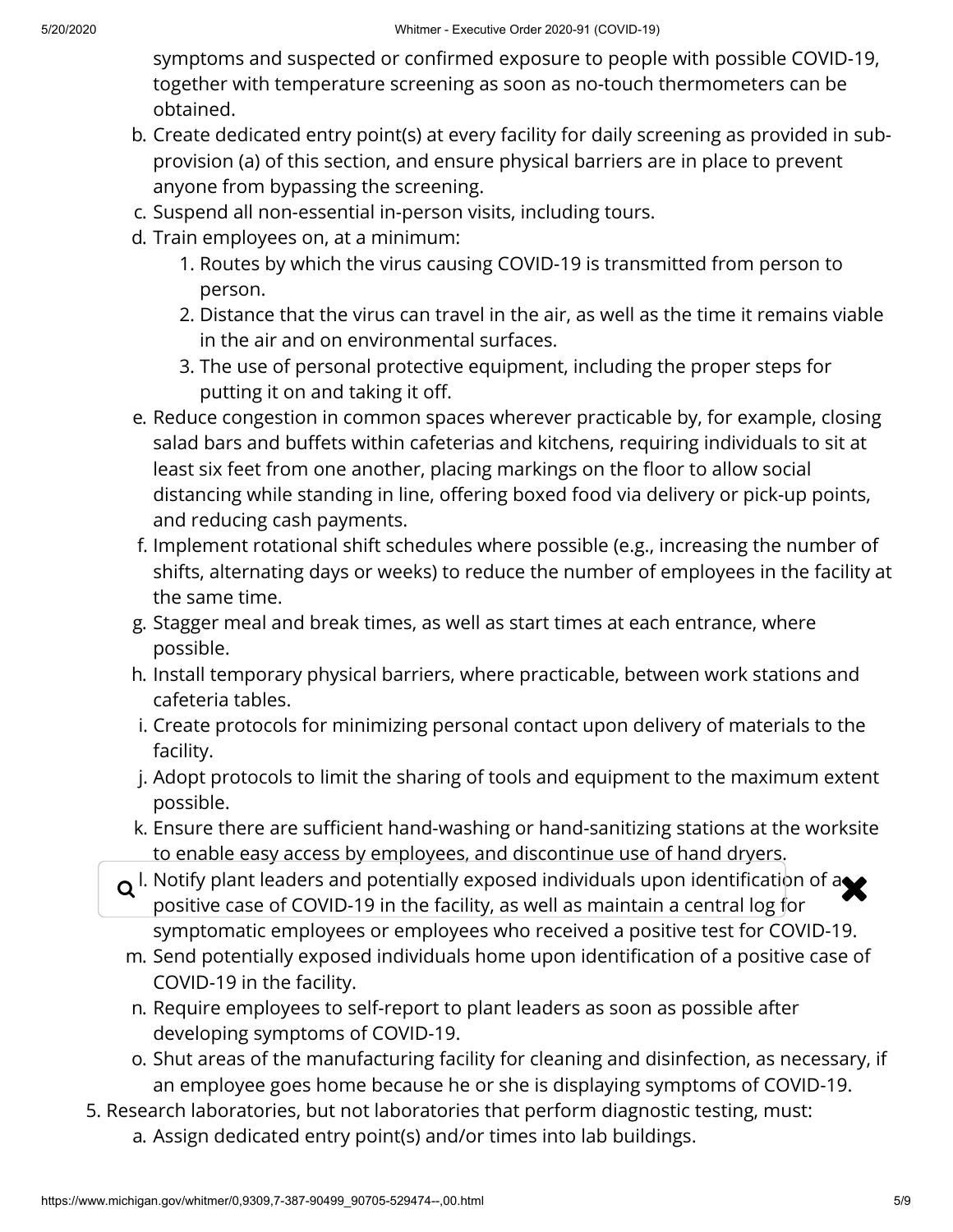symptoms and suspected or confirmed exposure to people with possible COVID-19, together with temperature screening as soon as no-touch thermometers can be obtained.

b. Create dedicated entry point(s) at every facility for daily screening as provided in sub-provision (a) of this section, and ensure physical barriers are in place to prevent anyone from bypassing the screening.

c. Suspend all non-essential in-person visits, including tours.

d. Train employees on, at a minimum:

    1. Routes by which the virus causing COVID-19 is transmitted from person to person.
    2. Distance that the virus can travel in the air, as well as the time it remains viable in the air and on environmental surfaces.
    3. The use of personal protective equipment, including the proper steps for putting it on and taking it off.

e. Reduce congestion in common spaces wherever practicable by, for example, closing salad bars and buffets within cafeterias and kitchens, requiring individuals to sit at least six feet from one another, placing markings on the floor to allow social distancing while standing in line, offering boxed food via delivery or pick-up points, and reducing cash payments.

f. Implement rotational shift schedules where possible (e.g., increasing the number of shifts, alternating days or weeks) to reduce the number of employees in the facility at the same time.

g. Stagger meal and break times, as well as start times at each entrance, where possible.

h. Install temporary physical barriers, where practicable, between work stations and cafeteria tables.

i. Create protocols for minimizing personal contact upon delivery of materials to the facility.

j. Adopt protocols to limit the sharing of tools and equipment to the maximum extent possible.

k. Ensure there are sufficient hand-washing or hand-sanitizing stations at the worksite to enable easy access by employees, and discontinue use of hand dryers.

l. Notify plant leaders and potentially exposed individuals upon identification of a positive case of COVID-19 in the facility, as well as maintain a central log for symptomatic employees or employees who received a positive test for COVID-19.

m. Send potentially exposed individuals home upon identification of a positive case of COVID-19 in the facility.

n. Require employees to self-report to plant leaders as soon as possible after developing symptoms of COVID-19.

o. Shut areas of the manufacturing facility for cleaning and disinfection, as necessary, if an employee goes home because he or she is displaying symptoms of COVID-19.

5. Research laboratories, but not laboratories that perform diagnostic testing, must:

    a. Assign dedicated entry point(s) and/or times into lab buildings.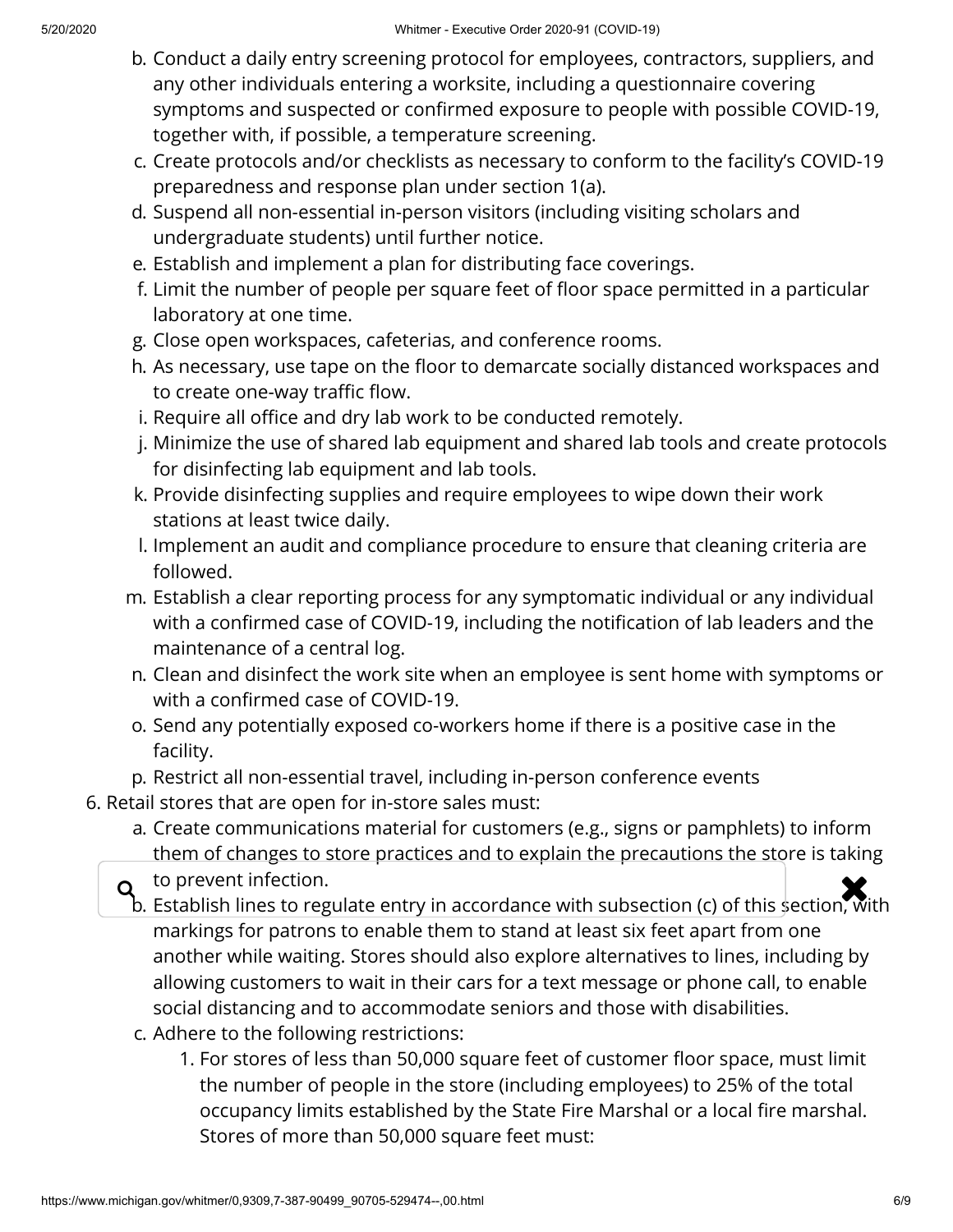b. Conduct a daily entry screening protocol for employees, contractors, suppliers, and any other individuals entering a worksite, including a questionnaire covering symptoms and suspected or confirmed exposure to people with possible COVID-19, together with, if possible, a temperature screening.
c. Create protocols and/or checklists as necessary to conform to the facility's COVID-19 preparedness and response plan under section 1(a).
d. Suspend all non-essential in-person visitors (including visiting scholars and undergraduate students) until further notice.
e. Establish and implement a plan for distributing face coverings.
f. Limit the number of people per square feet of floor space permitted in a particular laboratory at one time.
g. Close open workspaces, cafeterias, and conference rooms.
h. As necessary, use tape on the floor to demarcate socially distanced workspaces and to create one-way traffic flow.
i. Require all office and dry lab work to be conducted remotely.
j. Minimize the use of shared lab equipment and shared lab tools and create protocols for disinfecting lab equipment and lab tools.
k. Provide disinfecting supplies and require employees to wipe down their work stations at least twice daily.
l. Implement an audit and compliance procedure to ensure that cleaning criteria are followed.
m. Establish a clear reporting process for any symptomatic individual or any individual with a confirmed case of COVID-19, including the notification of lab leaders and the maintenance of a central log.
n. Clean and disinfect the work site when an employee is sent home with symptoms or with a confirmed case of COVID-19.
o. Send any potentially exposed co-workers home if there is a positive case in the facility.
p. Restrict all non-essential travel, including in-person conference events

6. Retail stores that are open for in-store sales must:
   a. Create communications material for customers (e.g., signs or pamphlets) to inform them of changes to store practices and to explain the precautions the store is taking to prevent infection.
   b. Establish lines to regulate entry in accordance with subsection (c) of this section, with markings for patrons to enable them to stand at least six feet apart from one another while waiting. Stores should also explore alternatives to lines, including by allowing customers to wait in their cars for a text message or phone call, to enable social distancing and to accommodate seniors and those with disabilities.
   c. Adhere to the following restrictions:
      1. For stores of less than 50,000 square feet of customer floor space, must limit the number of people in the store (including employees) to 25% of the total occupancy limits established by the State Fire Marshal or a local fire marshal. Stores of more than 50,000 square feet must: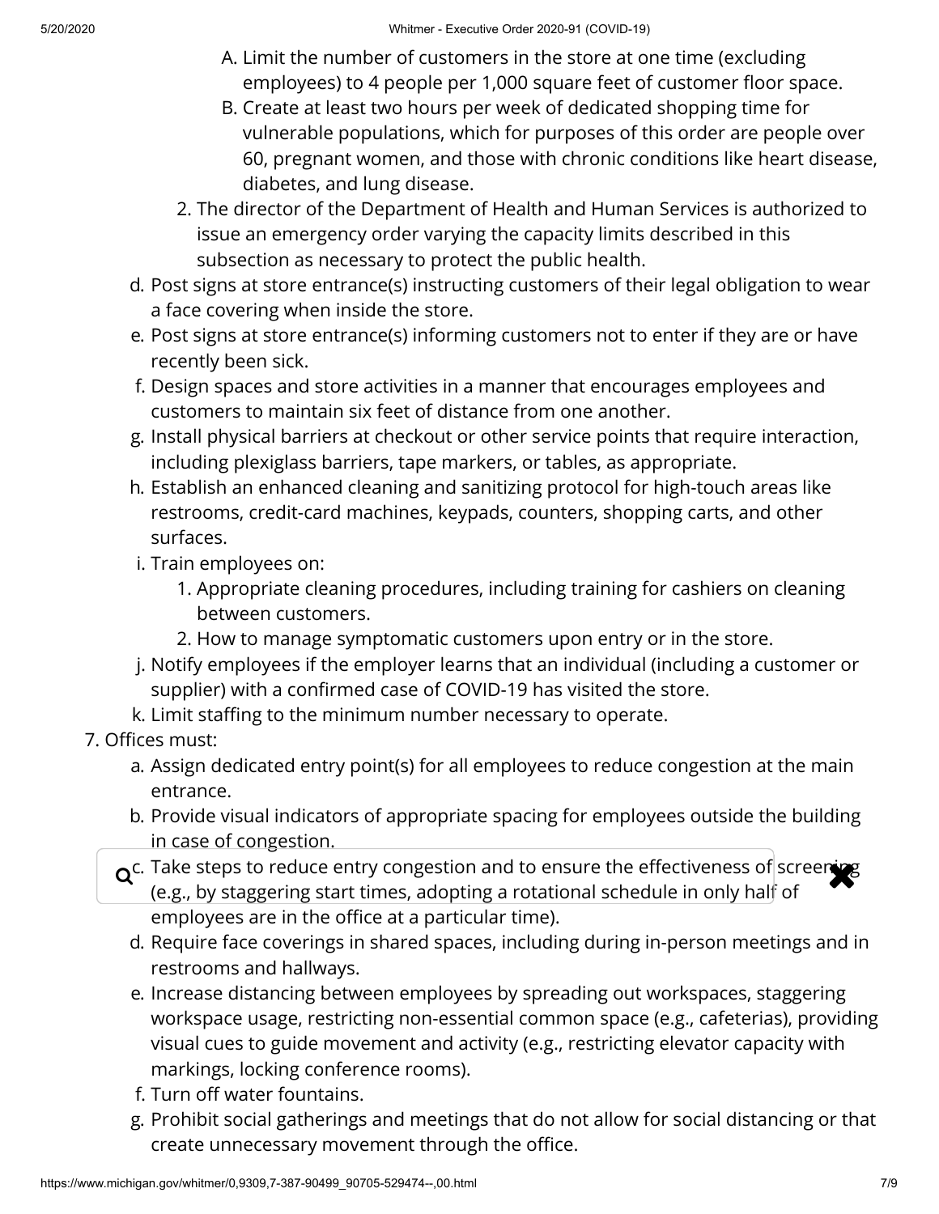A. Limit the number of customers in the store at one time (excluding employees) to 4 people per 1,000 square feet of customer floor space.
B. Create at least two hours per week of dedicated shopping time for vulnerable populations, which for purposes of this order are people over 60, pregnant women, and those with chronic conditions like heart disease, diabetes, and lung disease.

2. The director of the Department of Health and Human Services is authorized to issue an emergency order varying the capacity limits described in this subsection as necessary to protect the public health.

d. Post signs at store entrance(s) instructing customers of their legal obligation to wear a face covering when inside the store.
e. Post signs at store entrance(s) informing customers not to enter if they are or have recently been sick.
f. Design spaces and store activities in a manner that encourages employees and customers to maintain six feet of distance from one another.
g. Install physical barriers at checkout or other service points that require interaction, including plexiglass barriers, tape markers, or tables, as appropriate.
h. Establish an enhanced cleaning and sanitizing protocol for high-touch areas like restrooms, credit-card machines, keypads, counters, shopping carts, and other surfaces.
i. Train employees on:
    1. Appropriate cleaning procedures, including training for cashiers on cleaning between customers.
    2. How to manage symptomatic customers upon entry or in the store.
j. Notify employees if the employer learns that an individual (including a customer or supplier) with a confirmed case of COVID-19 has visited the store.
k. Limit staffing to the minimum number necessary to operate.

7. Offices must:
    a. Assign dedicated entry point(s) for all employees to reduce congestion at the main entrance.
    b. Provide visual indicators of appropriate spacing for employees outside the building in case of congestion.
    c. Take steps to reduce entry congestion and to ensure the effectiveness of screening (e.g., by staggering start times, adopting a rotational schedule in only half of employees are in the office at a particular time).
    d. Require face coverings in shared spaces, including during in-person meetings and in restrooms and hallways.
    e. Increase distancing between employees by spreading out workspaces, staggering workspace usage, restricting non-essential common space (e.g., cafeterias), providing visual cues to guide movement and activity (e.g., restricting elevator capacity with markings, locking conference rooms).
    f. Turn off water fountains.
    g. Prohibit social gatherings and meetings that do not allow for social distancing or that create unnecessary movement through the office.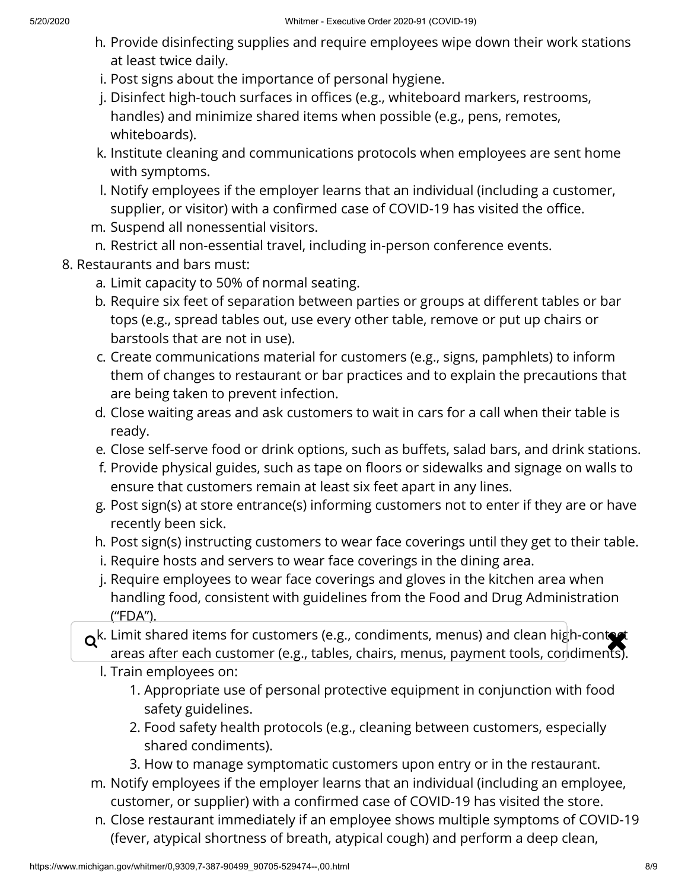h. Provide disinfecting supplies and require employees wipe down their work stations at least twice daily.
i. Post signs about the importance of personal hygiene.
j. Disinfect high-touch surfaces in offices (e.g., whiteboard markers, restrooms, handles) and minimize shared items when possible (e.g., pens, remotes, whiteboards).
k. Institute cleaning and communications protocols when employees are sent home with symptoms.
l. Notify employees if the employer learns that an individual (including a customer, supplier, or visitor) with a confirmed case of COVID-19 has visited the office.
m. Suspend all nonessential visitors.
n. Restrict all non-essential travel, including in-person conference events.

8. Restaurants and bars must:
    a. Limit capacity to 50% of normal seating.
    b. Require six feet of separation between parties or groups at different tables or bar tops (e.g., spread tables out, use every other table, remove or put up chairs or barstools that are not in use).
    c. Create communications material for customers (e.g., signs, pamphlets) to inform them of changes to restaurant or bar practices and to explain the precautions that are being taken to prevent infection.
    d. Close waiting areas and ask customers to wait in cars for a call when their table is ready.
    e. Close self-serve food or drink options, such as buffets, salad bars, and drink stations.
    f. Provide physical guides, such as tape on floors or sidewalks and signage on walls to ensure that customers remain at least six feet apart in any lines.
    g. Post sign(s) at store entrance(s) informing customers not to enter if they are or have recently been sick.
    h. Post sign(s) instructing customers to wear face coverings until they get to their table.
    i. Require hosts and servers to wear face coverings in the dining area.
    j. Require employees to wear face coverings and gloves in the kitchen area when handling food, consistent with guidelines from the Food and Drug Administration ("FDA").
    k. Limit shared items for customers (e.g., condiments, menus) and clean high-contact areas after each customer (e.g., tables, chairs, menus, payment tools, condiments).
    l. Train employees on:
        1. Appropriate use of personal protective equipment in conjunction with food safety guidelines.
        2. Food safety health protocols (e.g., cleaning between customers, especially shared condiments).
        3. How to manage symptomatic customers upon entry or in the restaurant.
    m. Notify employees if the employer learns that an individual (including an employee, customer, or supplier) with a confirmed case of COVID-19 has visited the store.
    n. Close restaurant immediately if an employee shows multiple symptoms of COVID-19 (fever, atypical shortness of breath, atypical cough) and perform a deep clean,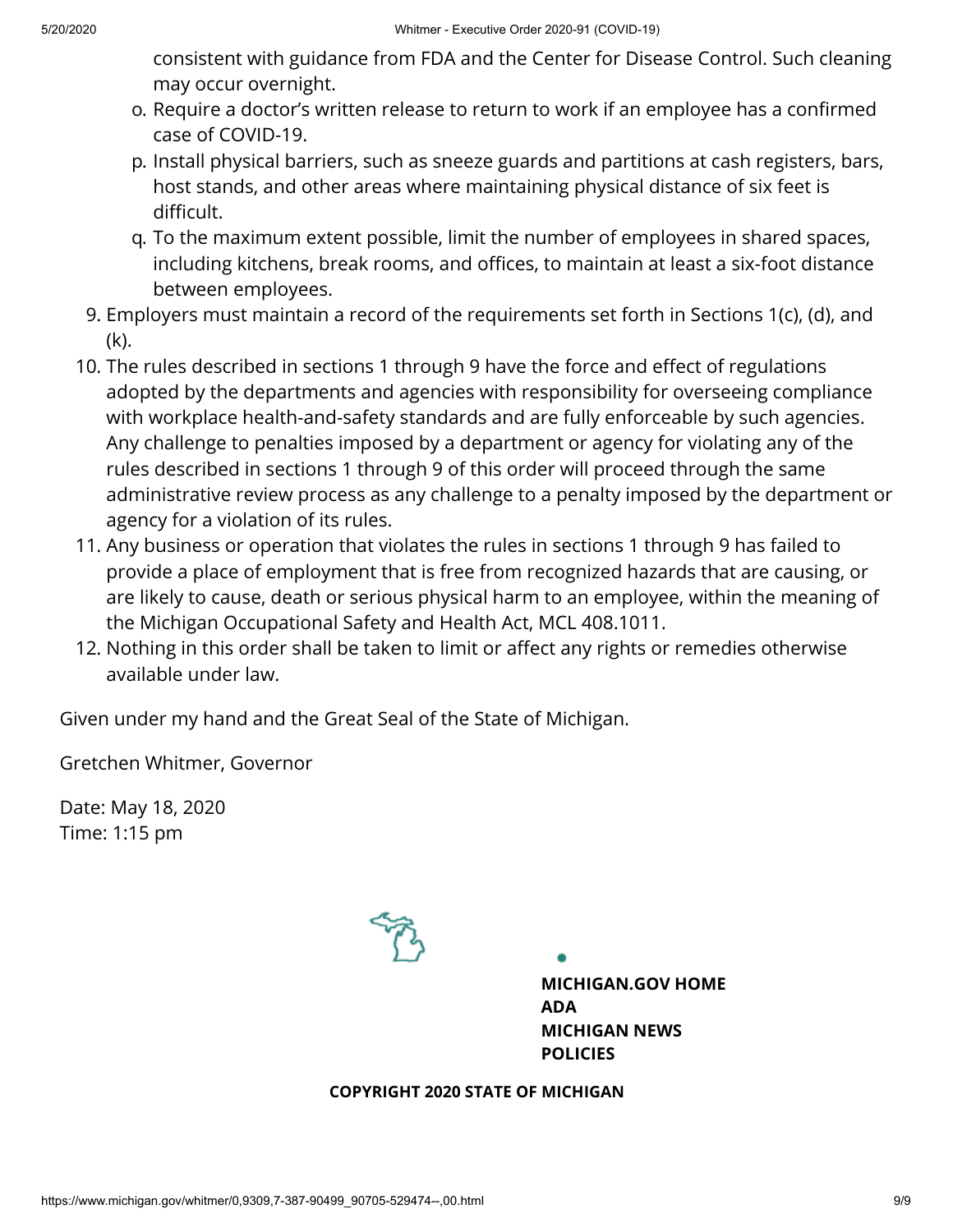consistent with guidance from FDA and the Center for Disease Control. Such cleaning may occur overnight.

  o. Require a doctor's written release to return to work if an employee has a confirmed case of COVID-19.
  p. Install physical barriers, such as sneeze guards and partitions at cash registers, bars, host stands, and other areas where maintaining physical distance of six feet is difficult.
  q. To the maximum extent possible, limit the number of employees in shared spaces, including kitchens, break rooms, and offices, to maintain at least a six-foot distance between employees.

9. Employers must maintain a record of the requirements set forth in Sections 1(c), (d), and (k).
10. The rules described in sections 1 through 9 have the force and effect of regulations adopted by the departments and agencies with responsibility for overseeing compliance with workplace health-and-safety standards and are fully enforceable by such agencies. Any challenge to penalties imposed by a department or agency for violating any of the rules described in sections 1 through 9 of this order will proceed through the same administrative review process as any challenge to a penalty imposed by the department or agency for a violation of its rules.
11. Any business or operation that violates the rules in sections 1 through 9 has failed to provide a place of employment that is free from recognized hazards that are causing, or are likely to cause, death or serious physical harm to an employee, within the meaning of the Michigan Occupational Safety and Health Act, MCL 408.1011.
12. Nothing in this order shall be taken to limit or affect any rights or remedies otherwise available under law.

Given under my hand and the Great Seal of the State of Michigan.

Gretchen Whitmer, Governor

Date: May 18, 2020
Time: 1:15 pm

**MICHIGAN.GOV HOME**
**ADA**
**MICHIGAN NEWS**
**POLICIES**

**COPYRIGHT 2020 STATE OF MICHIGAN**